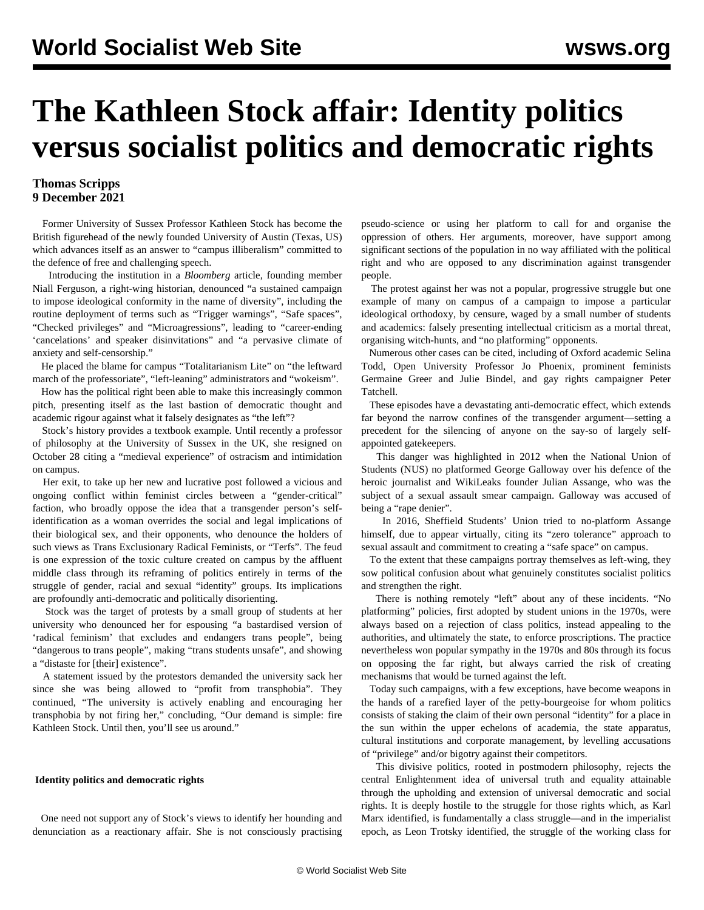# The Kathleen Stock affair: Identity politics versus socialist politics and democratic rights

**Thomas Scripps**
**9 December 2021**

Former University of Sussex Professor Kathleen Stock has become the British figurehead of the newly founded University of Austin (Texas, US) which advances itself as an answer to "campus illiberalism" committed to the defence of free and challenging speech.

Introducing the institution in a *Bloomberg* article, founding member Niall Ferguson, a right-wing historian, denounced "a sustained campaign to impose ideological conformity in the name of diversity", including the routine deployment of terms such as "Trigger warnings", "Safe spaces", "Checked privileges" and "Microagressions", leading to "career-ending 'cancelations' and speaker disinvitations" and "a pervasive climate of anxiety and self-censorship."

He placed the blame for campus "Totalitarianism Lite" on "the leftward march of the professoriate", "left-leaning" administrators and "wokeism".

How has the political right been able to make this increasingly common pitch, presenting itself as the last bastion of democratic thought and academic rigour against what it falsely designates as "the left"?

Stock's history provides a textbook example. Until recently a professor of philosophy at the University of Sussex in the UK, she resigned on October 28 citing a "medieval experience" of ostracism and intimidation on campus.

Her exit, to take up her new and lucrative post followed a vicious and ongoing conflict within feminist circles between a "gender-critical" faction, who broadly oppose the idea that a transgender person's self-identification as a woman overrides the social and legal implications of their biological sex, and their opponents, who denounce the holders of such views as Trans Exclusionary Radical Feminists, or "Terfs". The feud is one expression of the toxic culture created on campus by the affluent middle class through its reframing of politics entirely in terms of the struggle of gender, racial and sexual "identity" groups. Its implications are profoundly anti-democratic and politically disorienting.

Stock was the target of protests by a small group of students at her university who denounced her for espousing "a bastardised version of 'radical feminism' that excludes and endangers trans people", being "dangerous to trans people", making "trans students unsafe", and showing a "distaste for [their] existence".

A statement issued by the protestors demanded the university sack her since she was being allowed to "profit from transphobia". They continued, "The university is actively enabling and encouraging her transphobia by not firing her," concluding, "Our demand is simple: fire Kathleen Stock. Until then, you'll see us around."

## Identity politics and democratic rights

One need not support any of Stock's views to identify her hounding and denunciation as a reactionary affair. She is not consciously practising pseudo-science or using her platform to call for and organise the oppression of others. Her arguments, moreover, have support among significant sections of the population in no way affiliated with the political right and who are opposed to any discrimination against transgender people.

The protest against her was not a popular, progressive struggle but one example of many on campus of a campaign to impose a particular ideological orthodoxy, by censure, waged by a small number of students and academics: falsely presenting intellectual criticism as a mortal threat, organising witch-hunts, and "no platforming" opponents.

Numerous other cases can be cited, including of Oxford academic Selina Todd, Open University Professor Jo Phoenix, prominent feminists Germaine Greer and Julie Bindel, and gay rights campaigner Peter Tatchell.

These episodes have a devastating anti-democratic effect, which extends far beyond the narrow confines of the transgender argument—setting a precedent for the silencing of anyone on the say-so of largely self-appointed gatekeepers.

This danger was highlighted in 2012 when the National Union of Students (NUS) no platformed George Galloway over his defence of the heroic journalist and WikiLeaks founder Julian Assange, who was the subject of a sexual assault smear campaign. Galloway was accused of being a "rape denier".

In 2016, Sheffield Students' Union tried to no-platform Assange himself, due to appear virtually, citing its "zero tolerance" approach to sexual assault and commitment to creating a "safe space" on campus.

To the extent that these campaigns portray themselves as left-wing, they sow political confusion about what genuinely constitutes socialist politics and strengthen the right.

There is nothing remotely "left" about any of these incidents. "No platforming" policies, first adopted by student unions in the 1970s, were always based on a rejection of class politics, instead appealing to the authorities, and ultimately the state, to enforce proscriptions. The practice nevertheless won popular sympathy in the 1970s and 80s through its focus on opposing the far right, but always carried the risk of creating mechanisms that would be turned against the left.

Today such campaigns, with a few exceptions, have become weapons in the hands of a rarefied layer of the petty-bourgeoisie for whom politics consists of staking the claim of their own personal "identity" for a place in the sun within the upper echelons of academia, the state apparatus, cultural institutions and corporate management, by levelling accusations of "privilege" and/or bigotry against their competitors.

This divisive politics, rooted in postmodern philosophy, rejects the central Enlightenment idea of universal truth and equality attainable through the upholding and extension of universal democratic and social rights. It is deeply hostile to the struggle for those rights which, as Karl Marx identified, is fundamentally a class struggle—and in the imperialist epoch, as Leon Trotsky identified, the struggle of the working class for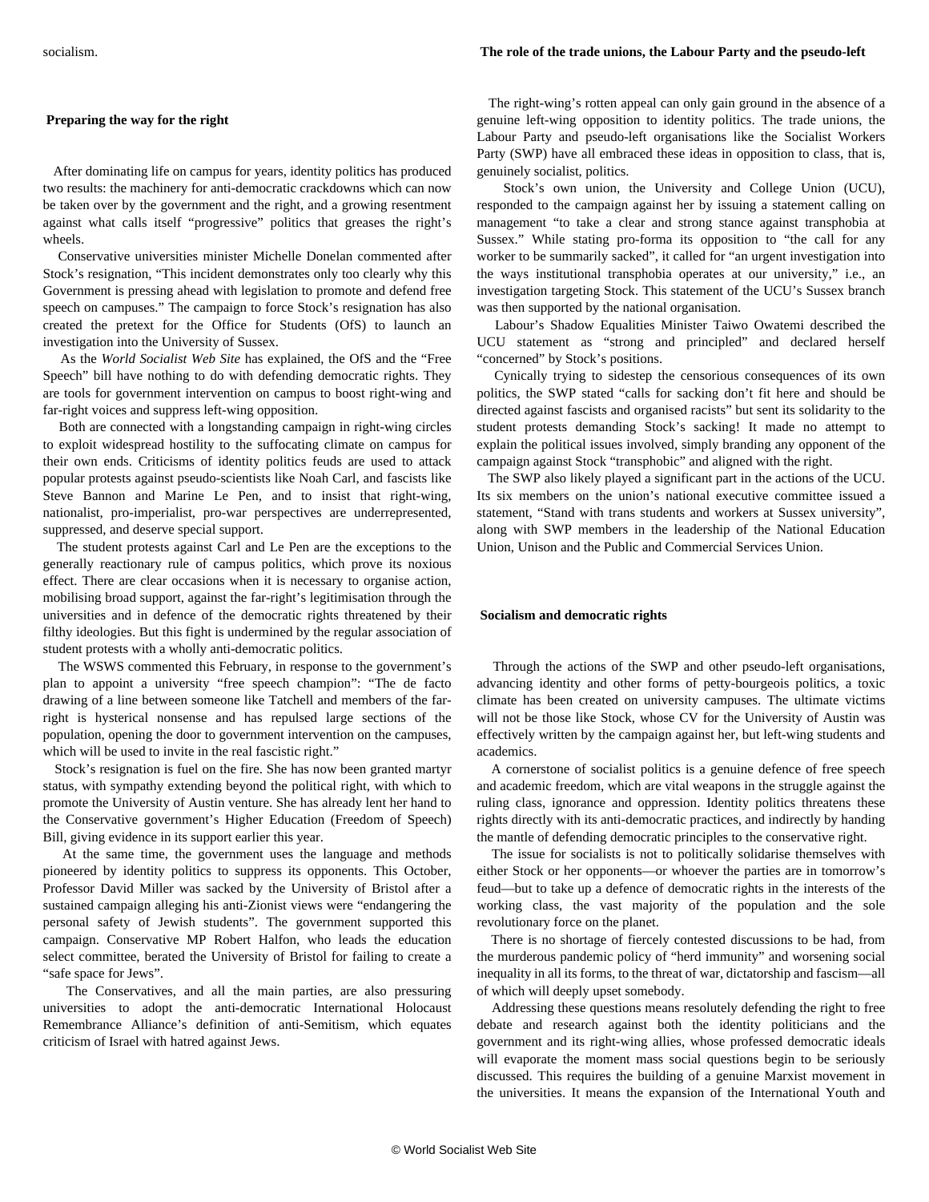socialism.

## Preparing the way for the right

After dominating life on campus for years, identity politics has produced two results: the machinery for anti-democratic crackdowns which can now be taken over by the government and the right, and a growing resentment against what calls itself "progressive" politics that greases the right's wheels.

Conservative universities minister Michelle Donelan commented after Stock's resignation, "This incident demonstrates only too clearly why this Government is pressing ahead with legislation to promote and defend free speech on campuses." The campaign to force Stock's resignation has also created the pretext for the Office for Students (OfS) to launch an investigation into the University of Sussex.

As the *World Socialist Web Site* has explained, the OfS and the "Free Speech" bill have nothing to do with defending democratic rights. They are tools for government intervention on campus to boost right-wing and far-right voices and suppress left-wing opposition.

Both are connected with a longstanding campaign in right-wing circles to exploit widespread hostility to the suffocating climate on campus for their own ends. Criticisms of identity politics feuds are used to attack popular protests against pseudo-scientists like Noah Carl, and fascists like Steve Bannon and Marine Le Pen, and to insist that right-wing, nationalist, pro-imperialist, pro-war perspectives are underrepresented, suppressed, and deserve special support.

The student protests against Carl and Le Pen are the exceptions to the generally reactionary rule of campus politics, which prove its noxious effect. There are clear occasions when it is necessary to organise action, mobilising broad support, against the far-right's legitimisation through the universities and in defence of the democratic rights threatened by their filthy ideologies. But this fight is undermined by the regular association of student protests with a wholly anti-democratic politics.

The WSWS commented this February, in response to the government's plan to appoint a university "free speech champion": "The de facto drawing of a line between someone like Tatchell and members of the far-right is hysterical nonsense and has repulsed large sections of the population, opening the door to government intervention on the campuses, which will be used to invite in the real fascistic right."

Stock's resignation is fuel on the fire. She has now been granted martyr status, with sympathy extending beyond the political right, with which to promote the University of Austin venture. She has already lent her hand to the Conservative government's Higher Education (Freedom of Speech) Bill, giving evidence in its support earlier this year.

At the same time, the government uses the language and methods pioneered by identity politics to suppress its opponents. This October, Professor David Miller was sacked by the University of Bristol after a sustained campaign alleging his anti-Zionist views were "endangering the personal safety of Jewish students". The government supported this campaign. Conservative MP Robert Halfon, who leads the education select committee, berated the University of Bristol for failing to create a "safe space for Jews".

The Conservatives, and all the main parties, are also pressuring universities to adopt the anti-democratic International Holocaust Remembrance Alliance's definition of anti-Semitism, which equates criticism of Israel with hatred against Jews.

## The role of the trade unions, the Labour Party and the pseudo-left

The right-wing's rotten appeal can only gain ground in the absence of a genuine left-wing opposition to identity politics. The trade unions, the Labour Party and pseudo-left organisations like the Socialist Workers Party (SWP) have all embraced these ideas in opposition to class, that is, genuinely socialist, politics.

Stock's own union, the University and College Union (UCU), responded to the campaign against her by issuing a statement calling on management "to take a clear and strong stance against transphobia at Sussex." While stating pro-forma its opposition to "the call for any worker to be summarily sacked", it called for "an urgent investigation into the ways institutional transphobia operates at our university," i.e., an investigation targeting Stock. This statement of the UCU's Sussex branch was then supported by the national organisation.

Labour's Shadow Equalities Minister Taiwo Owatemi described the UCU statement as "strong and principled" and declared herself "concerned" by Stock's positions.

Cynically trying to sidestep the censorious consequences of its own politics, the SWP stated "calls for sacking don't fit here and should be directed against fascists and organised racists" but sent its solidarity to the student protests demanding Stock's sacking! It made no attempt to explain the political issues involved, simply branding any opponent of the campaign against Stock "transphobic" and aligned with the right.

The SWP also likely played a significant part in the actions of the UCU. Its six members on the union's national executive committee issued a statement, "Stand with trans students and workers at Sussex university", along with SWP members in the leadership of the National Education Union, Unison and the Public and Commercial Services Union.

## Socialism and democratic rights

Through the actions of the SWP and other pseudo-left organisations, advancing identity and other forms of petty-bourgeois politics, a toxic climate has been created on university campuses. The ultimate victims will not be those like Stock, whose CV for the University of Austin was effectively written by the campaign against her, but left-wing students and academics.

A cornerstone of socialist politics is a genuine defence of free speech and academic freedom, which are vital weapons in the struggle against the ruling class, ignorance and oppression. Identity politics threatens these rights directly with its anti-democratic practices, and indirectly by handing the mantle of defending democratic principles to the conservative right.

The issue for socialists is not to politically solidarise themselves with either Stock or her opponents—or whoever the parties are in tomorrow's feud—but to take up a defence of democratic rights in the interests of the working class, the vast majority of the population and the sole revolutionary force on the planet.

There is no shortage of fiercely contested discussions to be had, from the murderous pandemic policy of "herd immunity" and worsening social inequality in all its forms, to the threat of war, dictatorship and fascism—all of which will deeply upset somebody.

Addressing these questions means resolutely defending the right to free debate and research against both the identity politicians and the government and its right-wing allies, whose professed democratic ideals will evaporate the moment mass social questions begin to be seriously discussed. This requires the building of a genuine Marxist movement in the universities. It means the expansion of the International Youth and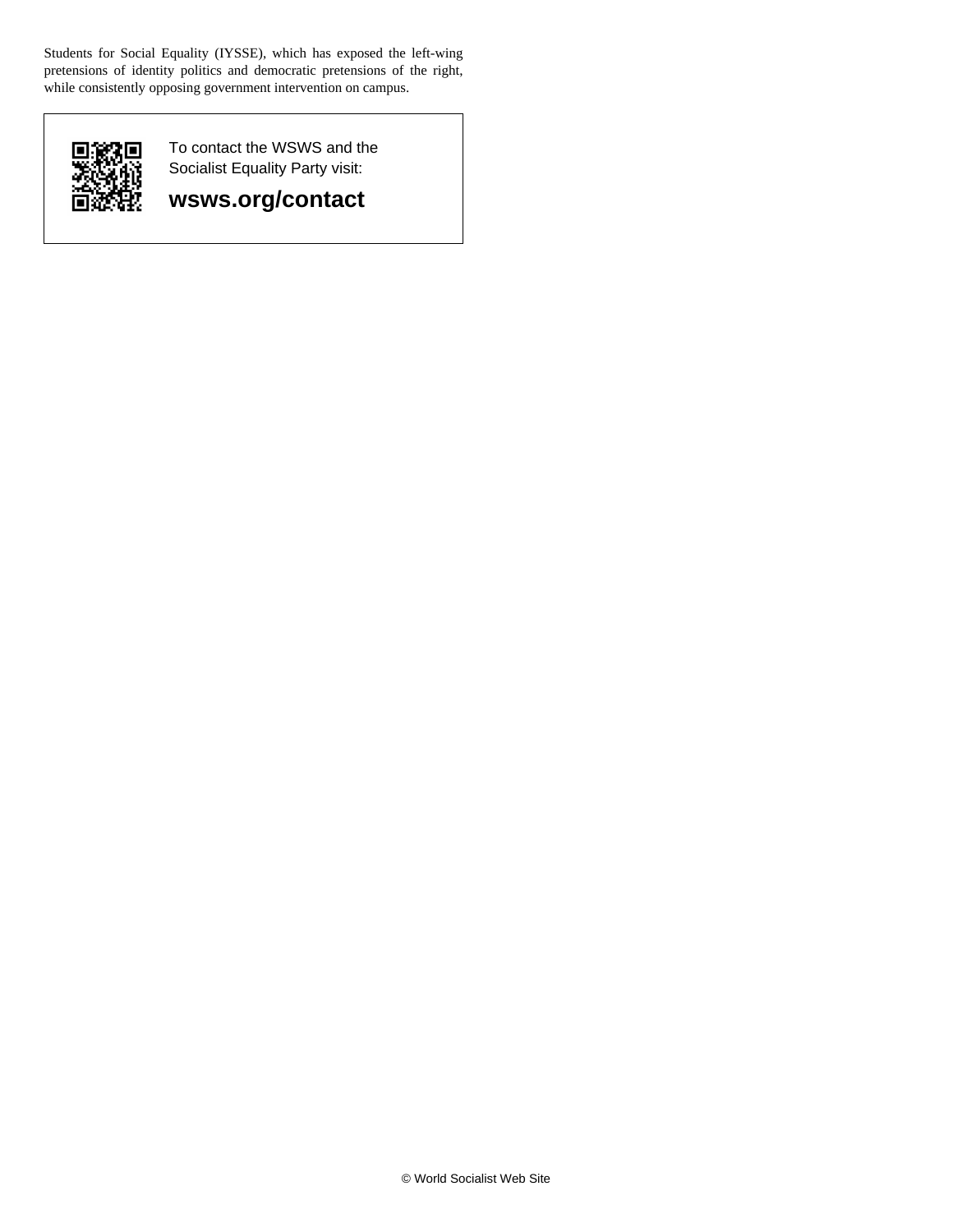Students for Social Equality (IYSSE), which has exposed the left-wing pretensions of identity politics and democratic pretensions of the right, while consistently opposing government intervention on campus.

To contact the WSWS and the Socialist Equality Party visit:

**wsws.org/contact**

© World Socialist Web Site